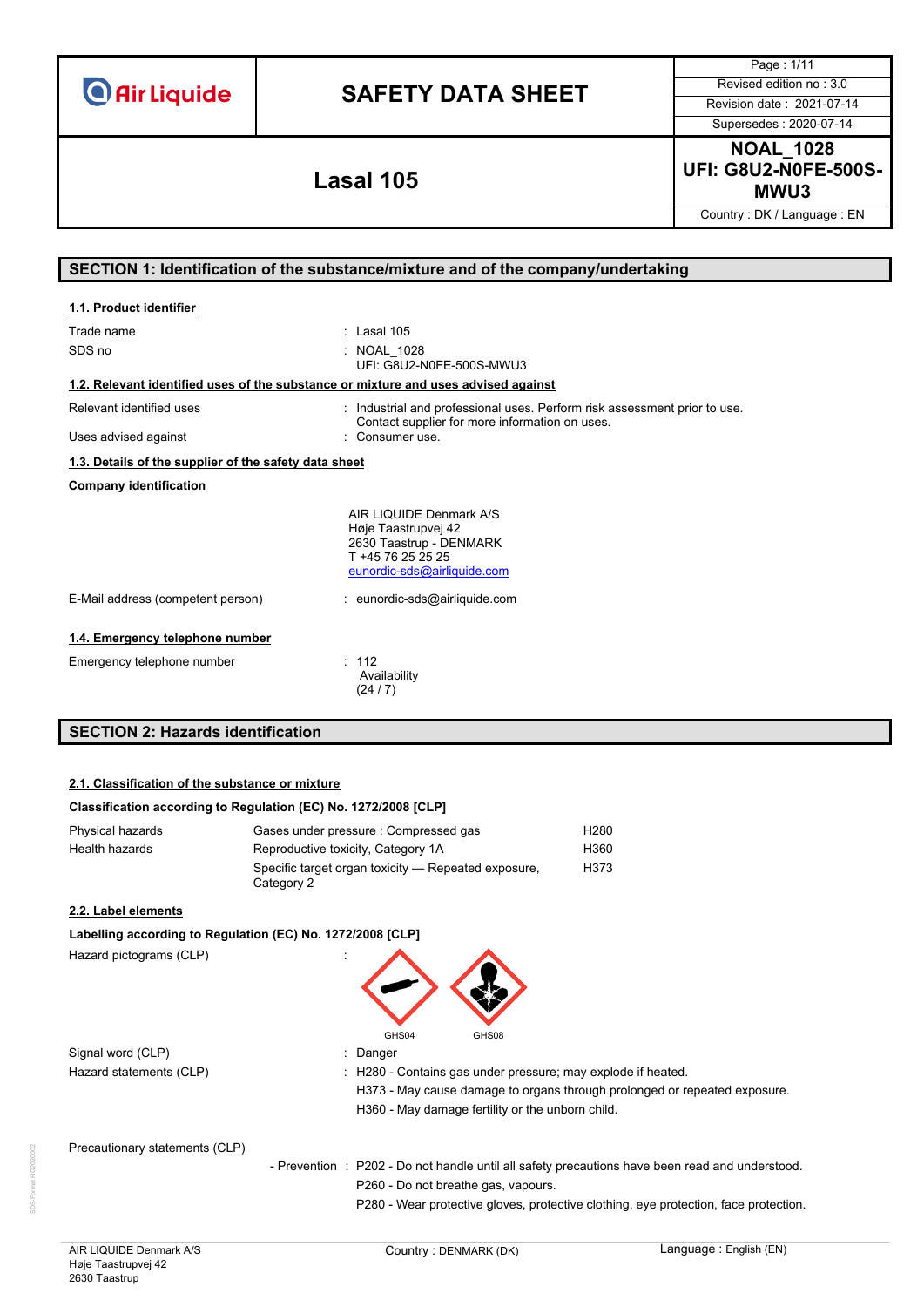Air Liquide

# SAFETY DATA SHEET

| Page : 1/11 |
|---|
| Revised edition no : 3.0 |
| Revision date : 2021-07-14 |
| Supersedes : 2020-07-14 |

## Lasal 105

**NOAL_1028**
**UFI: G8U2-N0FE-500S-MWU3**

Country : DK / Language : EN

## SECTION 1: Identification of the substance/mixture and of the company/undertaking

### 1.1. Product identifier

Trade name : Lasal 105

SDS no : NOAL_1028
UFI: G8U2-N0FE-500S-MWU3

### 1.2. Relevant identified uses of the substance or mixture and uses advised against

Relevant identified uses : Industrial and professional uses. Perform risk assessment prior to use. Contact supplier for more information on uses.

Uses advised against : Consumer use.

### 1.3. Details of the supplier of the safety data sheet

**Company identification**

AIR LIQUIDE Denmark A/S
Høje Taastrupvej 42
2630 Taastrup - DENMARK
T +45 76 25 25 25
eunordic-sds@airliquide.com

E-Mail address (competent person) : eunordic-sds@airliquide.com

### 1.4. Emergency telephone number

Emergency telephone number : 112
Availability
(24 / 7)

## SECTION 2: Hazards identification

### 2.1. Classification of the substance or mixture

**Classification according to Regulation (EC) No. 1272/2008 [CLP]**

| | | |
|---|---|---|
| Physical hazards | Gases under pressure : Compressed gas | H280 |
| Health hazards | Reproductive toxicity, Category 1A | H360 |
| | Specific target organ toxicity — Repeated exposure, Category 2 | H373 |

### 2.2. Label elements

**Labelling according to Regulation (EC) No. 1272/2008 [CLP]**

Hazard pictograms (CLP) :

GHS04 GHS08

Signal word (CLP) : Danger

Hazard statements (CLP) : H280 - Contains gas under pressure; may explode if heated.
H373 - May cause damage to organs through prolonged or repeated exposure.
H360 - May damage fertility or the unborn child.

Precautionary statements (CLP)

- Prevention : P202 - Do not handle until all safety precautions have been read and understood.
P260 - Do not breathe gas, vapours.
P280 - Wear protective gloves, protective clothing, eye protection, face protection.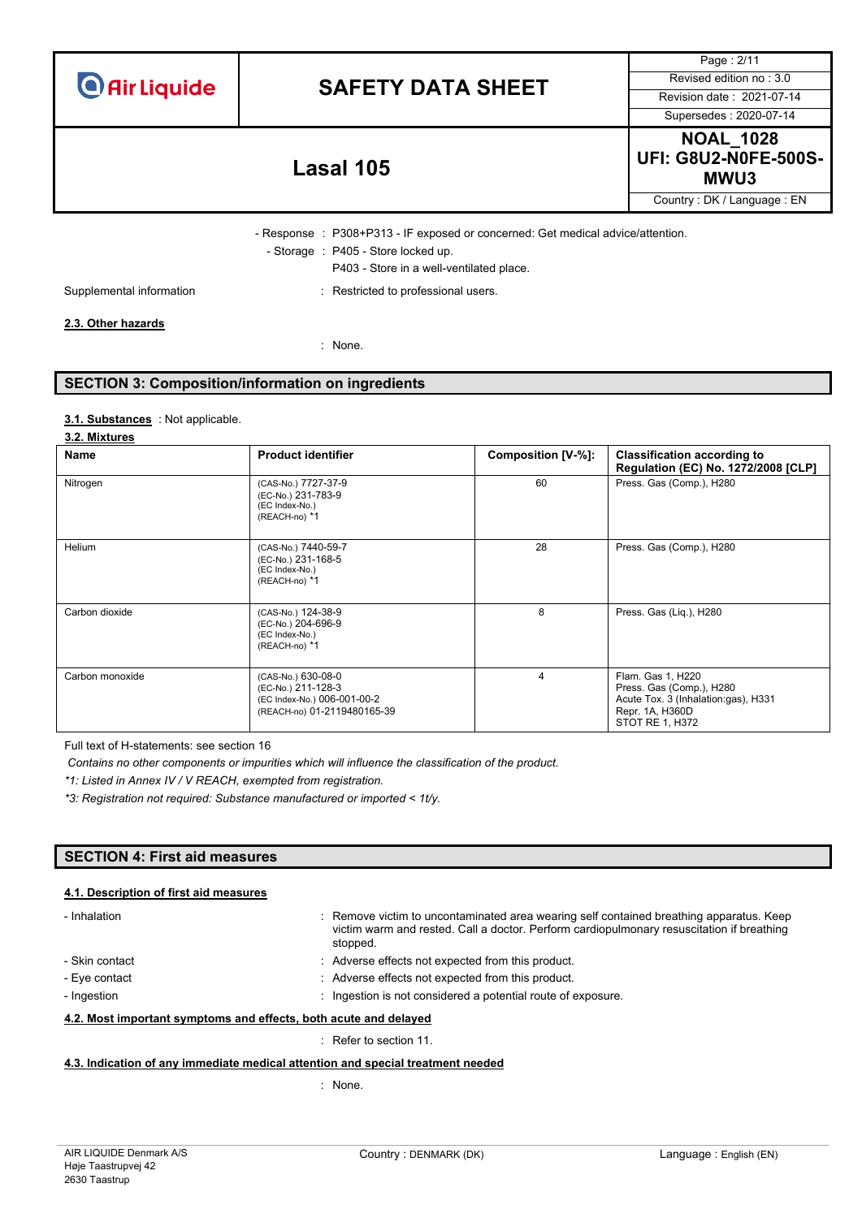- Response : P308+P313 - IF exposed or concerned: Get medical advice/attention.

- Storage : P405 - Store locked up.

  P403 - Store in a well-ventilated place.

Supplemental information : Restricted to professional users.

**2.3. Other hazards**

: None.

## SECTION 3: Composition/information on ingredients

**3.1. Substances** : Not applicable.

**3.2. Mixtures**

| Name | Product identifier | Composition [V-%]: | Classification according to Regulation (EC) No. 1272/2008 [CLP] |
|---|---|---|---|
| Nitrogen | (CAS-No.) 7727-37-9<br>(EC-No.) 231-783-9<br>(EC Index-No.)<br>(REACH-no) *1 | 60 | Press. Gas (Comp.), H280 |
| Helium | (CAS-No.) 7440-59-7<br>(EC-No.) 231-168-5<br>(EC Index-No.)<br>(REACH-no) *1 | 28 | Press. Gas (Comp.), H280 |
| Carbon dioxide | (CAS-No.) 124-38-9<br>(EC-No.) 204-696-9<br>(EC Index-No.)<br>(REACH-no) *1 | 8 | Press. Gas (Liq.), H280 |
| Carbon monoxide | (CAS-No.) 630-08-0<br>(EC-No.) 211-128-3<br>(EC Index-No.) 006-001-00-2<br>(REACH-no) 01-2119480165-39 | 4 | Flam. Gas 1, H220<br>Press. Gas (Comp.), H280<br>Acute Tox. 3 (Inhalation:gas), H331<br>Repr. 1A, H360D<br>STOT RE 1, H372 |

Full text of H-statements: see section 16

*Contains no other components or impurities which will influence the classification of the product.*

*\*1: Listed in Annex IV / V REACH, exempted from registration.*

*\*3: Registration not required: Substance manufactured or imported < 1t/y.*

## SECTION 4: First aid measures

**4.1. Description of first aid measures**

- Inhalation : Remove victim to uncontaminated area wearing self contained breathing apparatus. Keep victim warm and rested. Call a doctor. Perform cardiopulmonary resuscitation if breathing stopped.
- Skin contact : Adverse effects not expected from this product.
- Eye contact : Adverse effects not expected from this product.
- Ingestion : Ingestion is not considered a potential route of exposure.

**4.2. Most important symptoms and effects, both acute and delayed**

: Refer to section 11.

**4.3. Indication of any immediate medical attention and special treatment needed**

: None.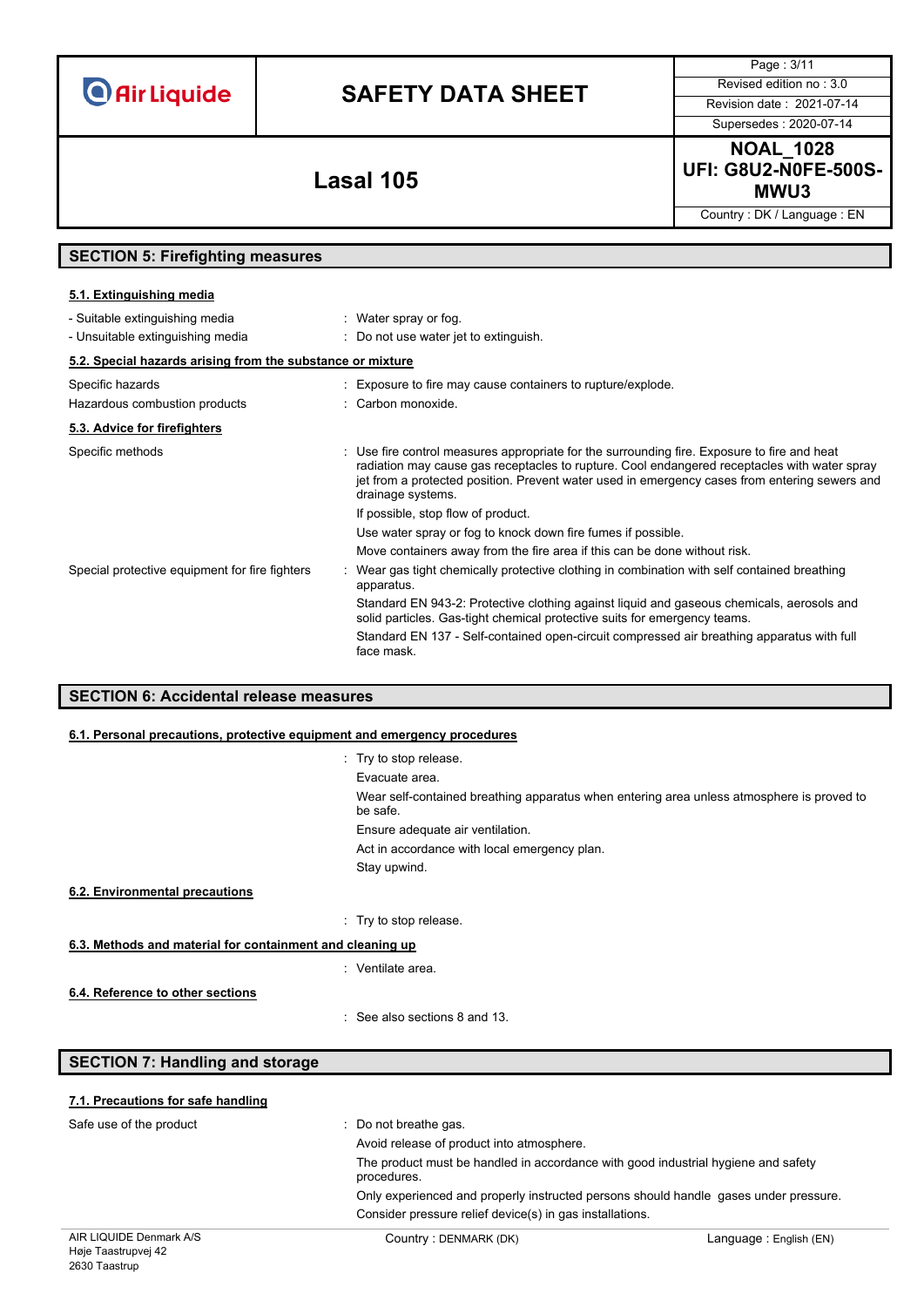## SECTION 5: Firefighting measures

### 5.1. Extinguishing media

| | |
|---|---|
| - Suitable extinguishing media | : Water spray or fog. |
| - Unsuitable extinguishing media | : Do not use water jet to extinguish. |

### 5.2. Special hazards arising from the substance or mixture

| | |
|---|---|
| Specific hazards | : Exposure to fire may cause containers to rupture/explode. |
| Hazardous combustion products | : Carbon monoxide. |

### 5.3. Advice for firefighters

Specific methods
: Use fire control measures appropriate for the surrounding fire. Exposure to fire and heat radiation may cause gas receptacles to rupture. Cool endangered receptacles with water spray jet from a protected position. Prevent water used in emergency cases from entering sewers and drainage systems.

If possible, stop flow of product.

Use water spray or fog to knock down fire fumes if possible.

Move containers away from the fire area if this can be done without risk.

Special protective equipment for fire fighters
: Wear gas tight chemically protective clothing in combination with self contained breathing apparatus.

Standard EN 943-2: Protective clothing against liquid and gaseous chemicals, aerosols and solid particles. Gas-tight chemical protective suits for emergency teams.

Standard EN 137 - Self-contained open-circuit compressed air breathing apparatus with full face mask.

## SECTION 6: Accidental release measures

### 6.1. Personal precautions, protective equipment and emergency procedures

: Try to stop release.

Evacuate area.

Wear self-contained breathing apparatus when entering area unless atmosphere is proved to be safe.

Ensure adequate air ventilation.

Act in accordance with local emergency plan.

Stay upwind.

### 6.2. Environmental precautions

: Try to stop release.

### 6.3. Methods and material for containment and cleaning up

: Ventilate area.

### 6.4. Reference to other sections

: See also sections 8 and 13.

## SECTION 7: Handling and storage

### 7.1. Precautions for safe handling

Safe use of the product
: Do not breathe gas.

Avoid release of product into atmosphere.

The product must be handled in accordance with good industrial hygiene and safety procedures.

Only experienced and properly instructed persons should handle gases under pressure.

Consider pressure relief device(s) in gas installations.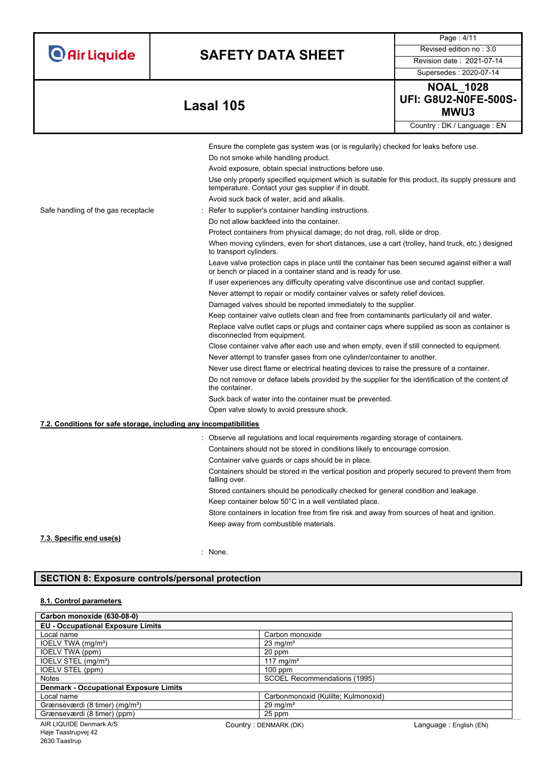Ensure the complete gas system was (or is regularly) checked for leaks before use.

Do not smoke while handling product.

Avoid exposure, obtain special instructions before use.

Use only properly specified equipment which is suitable for this product, its supply pressure and temperature. Contact your gas supplier if in doubt.

Avoid suck back of water, acid and alkalis.

Safe handling of the gas receptacle : Refer to supplier's container handling instructions.

Do not allow backfeed into the container.

Protect containers from physical damage; do not drag, roll, slide or drop.

When moving cylinders, even for short distances, use a cart (trolley, hand truck, etc.) designed to transport cylinders.

Leave valve protection caps in place until the container has been secured against either a wall or bench or placed in a container stand and is ready for use.

If user experiences any difficulty operating valve discontinue use and contact supplier.

Never attempt to repair or modify container valves or safety relief devices.

Damaged valves should be reported immediately to the supplier.

Keep container valve outlets clean and free from contaminants particularly oil and water.

Replace valve outlet caps or plugs and container caps where supplied as soon as container is disconnected from equipment.

Close container valve after each use and when empty, even if still connected to equipment.

Never attempt to transfer gases from one cylinder/container to another.

Never use direct flame or electrical heating devices to raise the pressure of a container.

Do not remove or deface labels provided by the supplier for the identification of the content of the container.

Suck back of water into the container must be prevented.

Open valve slowly to avoid pressure shock.

### 7.2. Conditions for safe storage, including any incompatibilities

: Observe all regulations and local requirements regarding storage of containers.

Containers should not be stored in conditions likely to encourage corrosion.

Container valve guards or caps should be in place.

Containers should be stored in the vertical position and properly secured to prevent them from falling over.

Stored containers should be periodically checked for general condition and leakage.

Keep container below 50°C in a well ventilated place.

Store containers in location free from fire risk and away from sources of heat and ignition.

Keep away from combustible materials.

### 7.3. Specific end use(s)

: None.

## SECTION 8: Exposure controls/personal protection

### 8.1. Control parameters

| Carbon monoxide (630-08-0) | |
|---|---|
| **EU - Occupational Exposure Limits** | |
| Local name | Carbon monoxide |
| IOELV TWA (mg/m³) | 23 mg/m³ |
| IOELV TWA (ppm) | 20 ppm |
| IOELV STEL (mg/m³) | 117 mg/m³ |
| IOELV STEL (ppm) | 100 ppm |
| Notes | SCOEL Recommendations (1995) |
| **Denmark - Occupational Exposure Limits** | |
| Local name | Carbonmonoxid (Kulilte; Kulmonoxid) |
| Grænseværdi (8 timer) (mg/m³) | 29 mg/m³ |
| Grænseværdi (8 timer) (ppm) | 25 ppm |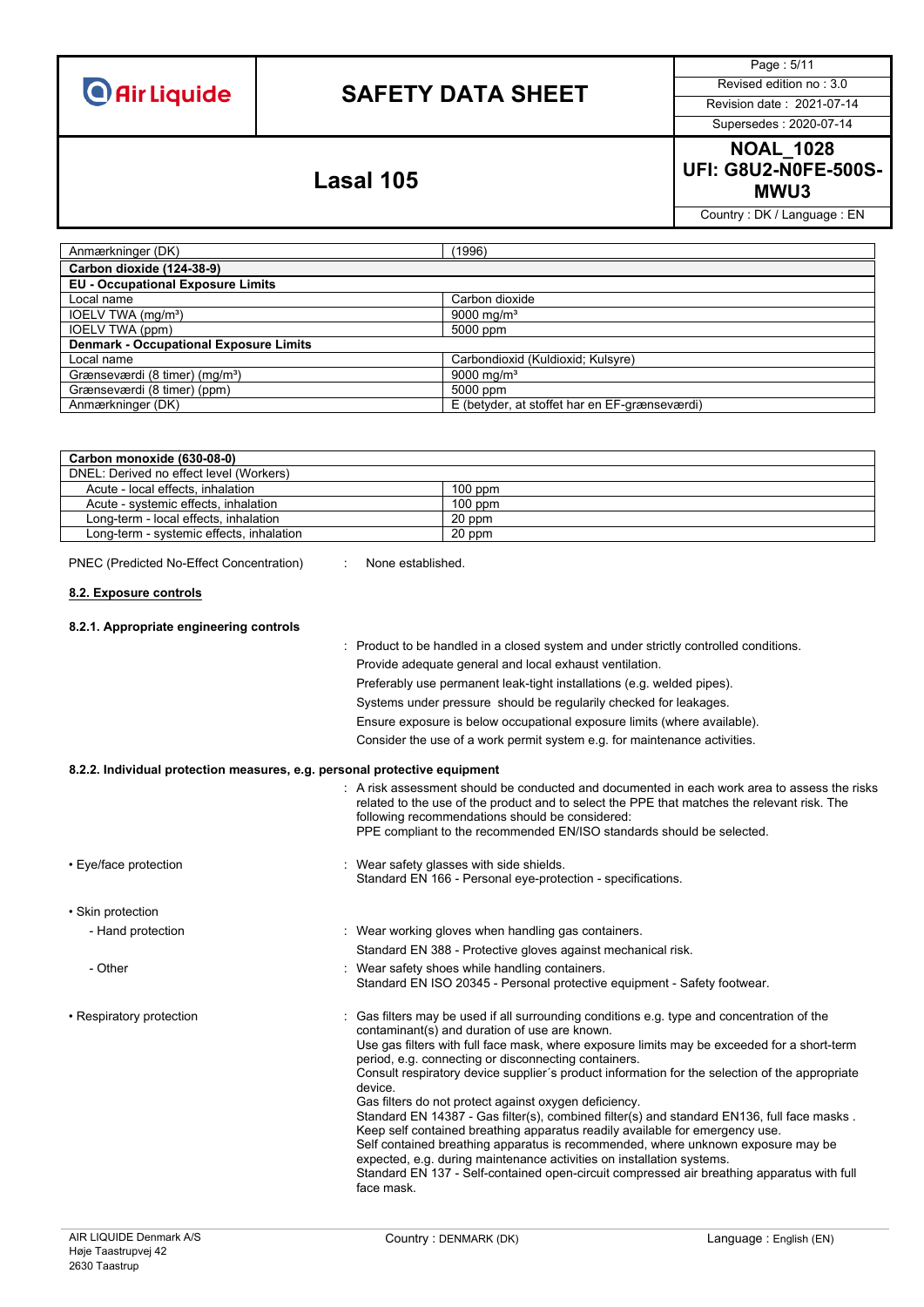| Anmærkninger (DK) | (1996) |
|---|---|

| Carbon dioxide (124-38-9) | |
|---|---|
| **EU - Occupational Exposure Limits** | |
| Local name | Carbon dioxide |
| IOELV TWA (mg/m³) | 9000 mg/m³ |
| IOELV TWA (ppm) | 5000 ppm |
| **Denmark - Occupational Exposure Limits** | |
| Local name | Carbondioxid (Kuldioxid; Kulsyre) |
| Grænseværdi (8 timer) (mg/m³) | 9000 mg/m³ |
| Grænseværdi (8 timer) (ppm) | 5000 ppm |
| Anmærkninger (DK) | E (betyder, at stoffet har en EF-grænseværdi) |

| Carbon monoxide (630-08-0) | |
|---|---|
| DNEL: Derived no effect level (Workers) | |
| Acute - local effects, inhalation | 100 ppm |
| Acute - systemic effects, inhalation | 100 ppm |
| Long-term - local effects, inhalation | 20 ppm |
| Long-term - systemic effects, inhalation | 20 ppm |

PNEC (Predicted No-Effect Concentration) : None established.

## 8.2. Exposure controls

### 8.2.1. Appropriate engineering controls

: Product to be handled in a closed system and under strictly controlled conditions.
Provide adequate general and local exhaust ventilation.
Preferably use permanent leak-tight installations (e.g. welded pipes).
Systems under pressure should be regularly checked for leakages.
Ensure exposure is below occupational exposure limits (where available).
Consider the use of a work permit system e.g. for maintenance activities.

### 8.2.2. Individual protection measures, e.g. personal protective equipment

: A risk assessment should be conducted and documented in each work area to assess the risks related to the use of the product and to select the PPE that matches the relevant risk. The following recommendations should be considered:
PPE compliant to the recommended EN/ISO standards should be selected.

• Eye/face protection : Wear safety glasses with side shields.
Standard EN 166 - Personal eye-protection - specifications.

• Skin protection

- Hand protection : Wear working gloves when handling gas containers.
Standard EN 388 - Protective gloves against mechanical risk.

- Other : Wear safety shoes while handling containers.
Standard EN ISO 20345 - Personal protective equipment - Safety footwear.

• Respiratory protection : Gas filters may be used if all surrounding conditions e.g. type and concentration of the contaminant(s) and duration of use are known.
Use gas filters with full face mask, where exposure limits may be exceeded for a short-term period, e.g. connecting or disconnecting containers.
Consult respiratory device supplier´s product information for the selection of the appropriate device.
Gas filters do not protect against oxygen deficiency.
Standard EN 14387 - Gas filter(s), combined filter(s) and standard EN136, full face masks .
Keep self contained breathing apparatus readily available for emergency use.
Self contained breathing apparatus is recommended, where unknown exposure may be expected, e.g. during maintenance activities on installation systems.
Standard EN 137 - Self-contained open-circuit compressed air breathing apparatus with full face mask.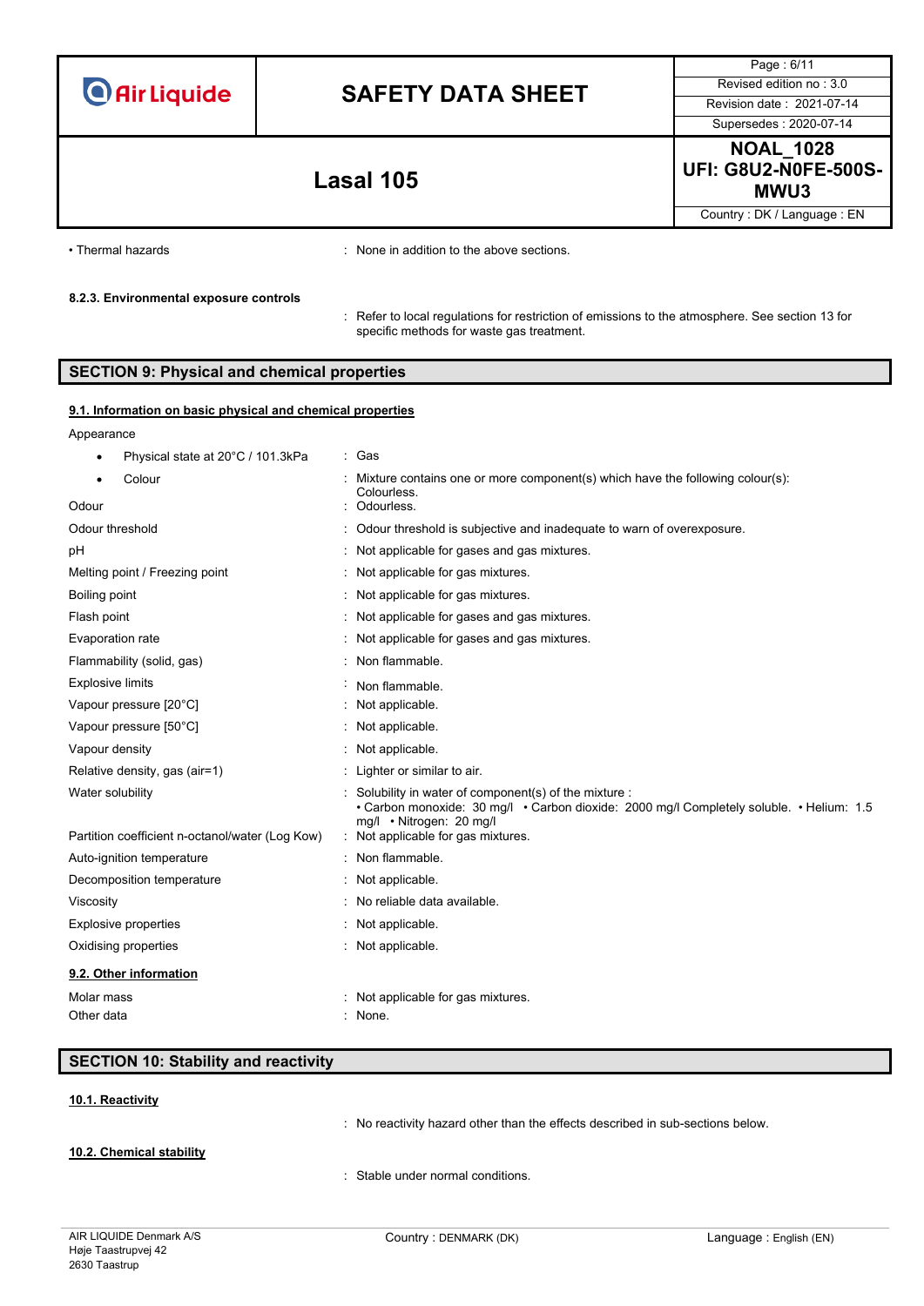• Thermal hazards : None in addition to the above sections.

**8.2.3. Environmental exposure controls**

: Refer to local regulations for restriction of emissions to the atmosphere. See section 13 for specific methods for waste gas treatment.

## SECTION 9: Physical and chemical properties

### 9.1. Information on basic physical and chemical properties

Appearance

- Physical state at 20°C / 101.3kPa : Gas
- Colour : Mixture contains one or more component(s) which have the following colour(s): Colourless.

| | |
|---|---|
| Odour | : Odourless. |
| Odour threshold | : Odour threshold is subjective and inadequate to warn of overexposure. |
| pH | : Not applicable for gases and gas mixtures. |
| Melting point / Freezing point | : Not applicable for gas mixtures. |
| Boiling point | : Not applicable for gas mixtures. |
| Flash point | : Not applicable for gases and gas mixtures. |
| Evaporation rate | : Not applicable for gases and gas mixtures. |
| Flammability (solid, gas) | : Non flammable. |
| Explosive limits | : Non flammable. |
| Vapour pressure [20°C] | : Not applicable. |
| Vapour pressure [50°C] | : Not applicable. |
| Vapour density | : Not applicable. |
| Relative density, gas (air=1) | : Lighter or similar to air. |
| Water solubility | : Solubility in water of component(s) of the mixture : • Carbon monoxide: 30 mg/l • Carbon dioxide: 2000 mg/l Completely soluble. • Helium: 1.5 mg/l • Nitrogen: 20 mg/l |
| Partition coefficient n-octanol/water (Log Kow) | : Not applicable for gas mixtures. |
| Auto-ignition temperature | : Non flammable. |
| Decomposition temperature | : Not applicable. |
| Viscosity | : No reliable data available. |
| Explosive properties | : Not applicable. |
| Oxidising properties | : Not applicable. |

### 9.2. Other information

| | |
|---|---|
| Molar mass | : Not applicable for gas mixtures. |
| Other data | : None. |

## SECTION 10: Stability and reactivity

### 10.1. Reactivity

: No reactivity hazard other than the effects described in sub-sections below.

### 10.2. Chemical stability

: Stable under normal conditions.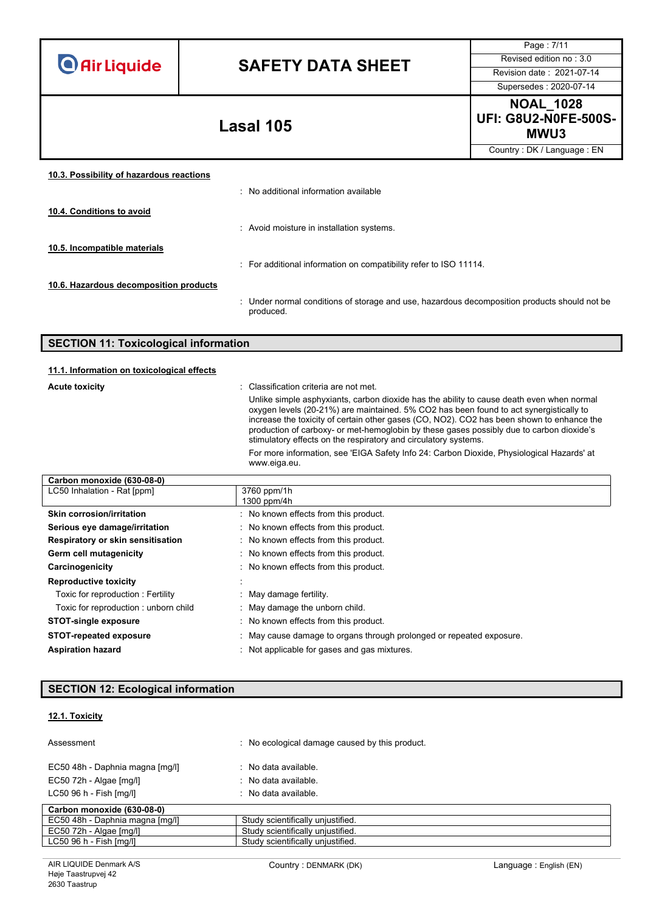#### 10.3. Possibility of hazardous reactions

: No additional information available

#### 10.4. Conditions to avoid

: Avoid moisture in installation systems.

#### 10.5. Incompatible materials

: For additional information on compatibility refer to ISO 11114.

#### 10.6. Hazardous decomposition products

: Under normal conditions of storage and use, hazardous decomposition products should not be produced.

## SECTION 11: Toxicological information

#### 11.1. Information on toxicological effects

**Acute toxicity** : Classification criteria are not met.

Unlike simple asphyxiants, carbon dioxide has the ability to cause death even when normal oxygen levels (20-21%) are maintained. 5% $CO_2$ has been found to act synergistically to increase the toxicity of certain other gases (CO, $NO_2$). $CO_2$ has been shown to enhance the production of carboxy- or met-hemoglobin by these gases possibly due to carbon dioxide's stimulatory effects on the respiratory and circulatory systems.

For more information, see 'EIGA Safety Info 24: Carbon Dioxide, Physiological Hazards' at www.eiga.eu.

| Carbon monoxide (630-08-0) | |
|---|---|
| LC50 Inhalation - Rat [ppm] | 3760 ppm/1h<br>1300 ppm/4h |

**Skin corrosion/irritation** : No known effects from this product.

**Serious eye damage/irritation** : No known effects from this product.

**Respiratory or skin sensitisation** : No known effects from this product.

**Germ cell mutagenicity** : No known effects from this product.

**Carcinogenicity** : No known effects from this product.

**Reproductive toxicity** :

Toxic for reproduction : Fertility : May damage fertility.

Toxic for reproduction : unborn child : May damage the unborn child.

**STOT-single exposure** : No known effects from this product.

**STOT-repeated exposure** : May cause damage to organs through prolonged or repeated exposure.

**Aspiration hazard** : Not applicable for gases and gas mixtures.

## SECTION 12: Ecological information

#### 12.1. Toxicity

Assessment : No ecological damage caused by this product.

EC50 48h - Daphnia magna [mg/l] : No data available.

EC50 72h - Algae [mg/l] : No data available.

LC50 96 h - Fish [mg/l] : No data available.

| Carbon monoxide (630-08-0) | |
|---|---|
| EC50 48h - Daphnia magna [mg/l] | Study scientifically unjustified. |
| EC50 72h - Algae [mg/l] | Study scientifically unjustified. |
| LC50 96 h - Fish [mg/l] | Study scientifically unjustified. |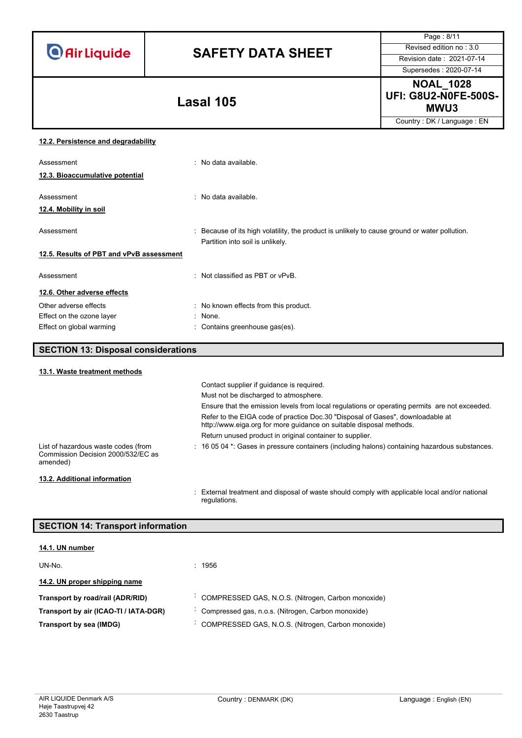### 12.2. Persistence and degradability

Assessment : No data available.

### 12.3. Bioaccumulative potential

Assessment : No data available.

### 12.4. Mobility in soil

Assessment : Because of its high volatility, the product is unlikely to cause ground or water pollution. Partition into soil is unlikely.

### 12.5. Results of PBT and vPvB assessment

Assessment : Not classified as PBT or vPvB.

### 12.6. Other adverse effects

Other adverse effects : No known effects from this product.

Effect on the ozone layer : None.

Effect on global warming : Contains greenhouse gas(es).

## SECTION 13: Disposal considerations

### 13.1. Waste treatment methods

Contact supplier if guidance is required.

Must not be discharged to atmosphere.

Ensure that the emission levels from local regulations or operating permits are not exceeded.

Refer to the EIGA code of practice Doc.30 "Disposal of Gases", downloadable at http://www.eiga.org for more guidance on suitable disposal methods.

Return unused product in original container to supplier.

List of hazardous waste codes (from Commission Decision 2000/532/EC as amended) : 16 05 04 *: Gases in pressure containers (including halons) containing hazardous substances.

### 13.2. Additional information

: External treatment and disposal of waste should comply with applicable local and/or national regulations.

## SECTION 14: Transport information

### 14.1. UN number

UN-No. : 1956

### 14.2. UN proper shipping name

**Transport by road/rail (ADR/RID)** : COMPRESSED GAS, N.O.S. (Nitrogen, Carbon monoxide)

**Transport by air (ICAO-TI / IATA-DGR)** : Compressed gas, n.o.s. (Nitrogen, Carbon monoxide)

**Transport by sea (IMDG)** : COMPRESSED GAS, N.O.S. (Nitrogen, Carbon monoxide)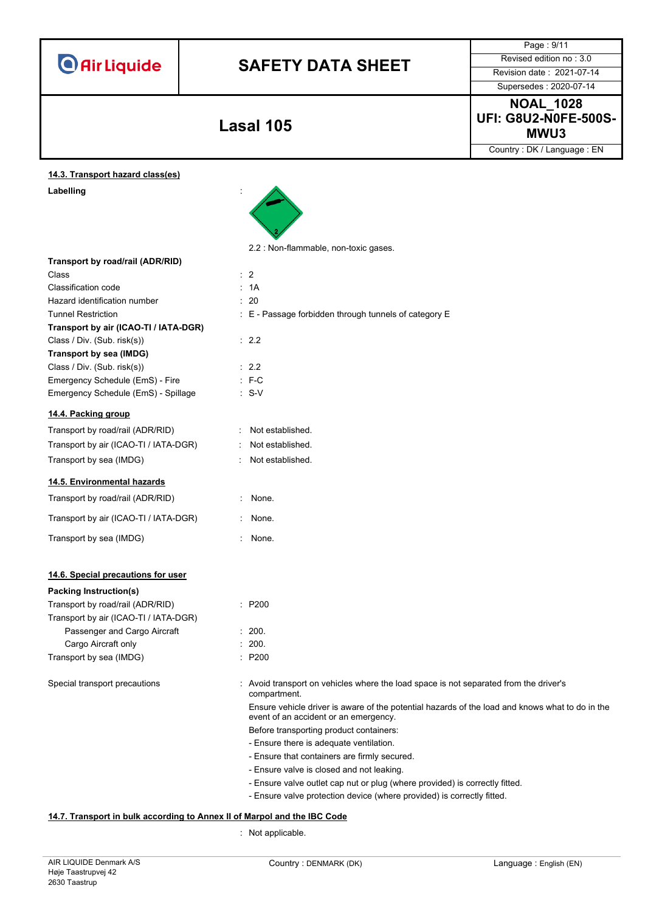### 14.3. Transport hazard class(es)

**Labelling** :

2.2 : Non-flammable, non-toxic gases.

**Transport by road/rail (ADR/RID)**

| | |
|---|---|
| Class | : 2 |
| Classification code | : 1A |
| Hazard identification number | : 20 |
| Tunnel Restriction | : E - Passage forbidden through tunnels of category E |

**Transport by air (ICAO-TI / IATA-DGR)**

| | |
|---|---|
| Class / Div. (Sub. risk(s)) | : 2.2 |

**Transport by sea (IMDG)**

| | |
|---|---|
| Class / Div. (Sub. risk(s)) | : 2.2 |
| Emergency Schedule (EmS) - Fire | : F-C |
| Emergency Schedule (EmS) - Spillage | : S-V |

### 14.4. Packing group

| | |
|---|---|
| Transport by road/rail (ADR/RID) | : Not established. |
| Transport by air (ICAO-TI / IATA-DGR) | : Not established. |
| Transport by sea (IMDG) | : Not established. |

### 14.5. Environmental hazards

| | |
|---|---|
| Transport by road/rail (ADR/RID) | : None. |
| Transport by air (ICAO-TI / IATA-DGR) | : None. |
| Transport by sea (IMDG) | : None. |

### 14.6. Special precautions for user

**Packing Instruction(s)**

| | |
|---|---|
| Transport by road/rail (ADR/RID) | : P200 |
| Transport by air (ICAO-TI / IATA-DGR) | |
| Passenger and Cargo Aircraft | : 200. |
| Cargo Aircraft only | : 200. |
| Transport by sea (IMDG) | : P200 |

Special transport precautions : Avoid transport on vehicles where the load space is not separated from the driver's compartment.

Ensure vehicle driver is aware of the potential hazards of the load and knows what to do in the event of an accident or an emergency.

Before transporting product containers:

- Ensure there is adequate ventilation.
- Ensure that containers are firmly secured.
- Ensure valve is closed and not leaking.
- Ensure valve outlet cap nut or plug (where provided) is correctly fitted.
- Ensure valve protection device (where provided) is correctly fitted.

### 14.7. Transport in bulk according to Annex II of Marpol and the IBC Code

: Not applicable.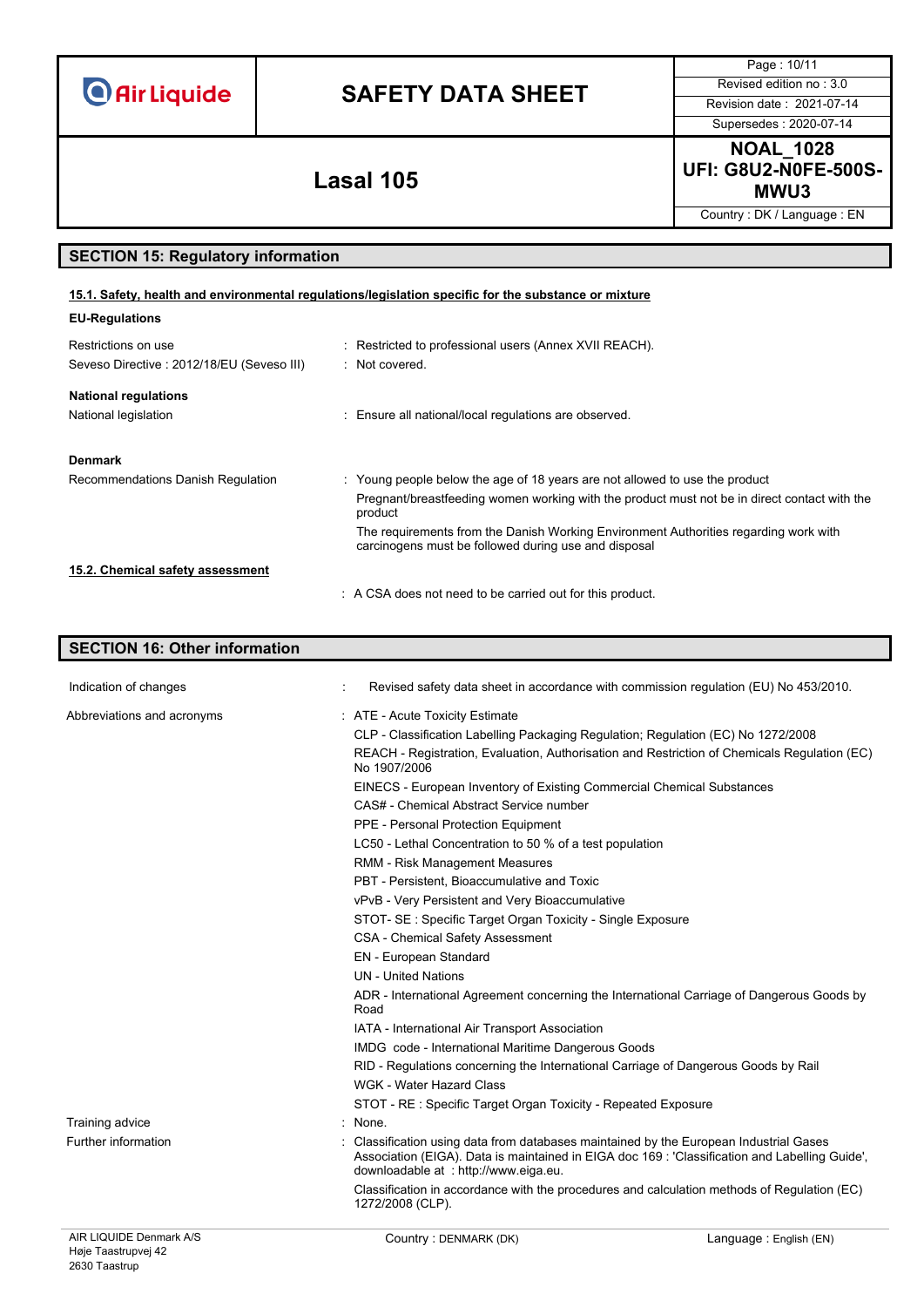## SECTION 15: Regulatory information

### 15.1. Safety, health and environmental regulations/legislation specific for the substance or mixture

**EU-Regulations**

| | |
|---|---|
| Restrictions on use | : Restricted to professional users (Annex XVII REACH). |
| Seveso Directive : 2012/18/EU (Seveso III) | : Not covered. |

**National regulations**

| | |
|---|---|
| National legislation | : Ensure all national/local regulations are observed. |

**Denmark**

| | |
|---|---|
| Recommendations Danish Regulation | : Young people below the age of 18 years are not allowed to use the product<br>Pregnant/breastfeeding women working with the product must not be in direct contact with the product<br>The requirements from the Danish Working Environment Authorities regarding work with carcinogens must be followed during use and disposal |

### 15.2. Chemical safety assessment

: A CSA does not need to be carried out for this product.

## SECTION 16: Other information

| | |
|---|---|
| Indication of changes | : Revised safety data sheet in accordance with commission regulation (EU) No 453/2010. |
| Abbreviations and acronyms | : ATE - Acute Toxicity Estimate<br>CLP - Classification Labelling Packaging Regulation; Regulation (EC) No 1272/2008<br>REACH - Registration, Evaluation, Authorisation and Restriction of Chemicals Regulation (EC) No 1907/2006<br>EINECS - European Inventory of Existing Commercial Chemical Substances<br>CAS# - Chemical Abstract Service number<br>PPE - Personal Protection Equipment<br>LC50 - Lethal Concentration to 50 % of a test population<br>RMM - Risk Management Measures<br>PBT - Persistent, Bioaccumulative and Toxic<br>vPvB - Very Persistent and Very Bioaccumulative<br>STOT- SE : Specific Target Organ Toxicity - Single Exposure<br>CSA - Chemical Safety Assessment<br>EN - European Standard<br>UN - United Nations<br>ADR - International Agreement concerning the International Carriage of Dangerous Goods by Road<br>IATA - International Air Transport Association<br>IMDG code - International Maritime Dangerous Goods<br>RID - Regulations concerning the International Carriage of Dangerous Goods by Rail<br>WGK - Water Hazard Class<br>STOT - RE : Specific Target Organ Toxicity - Repeated Exposure |
| Training advice | : None. |
| Further information | : Classification using data from databases maintained by the European Industrial Gases Association (EIGA). Data is maintained in EIGA doc 169 : 'Classification and Labelling Guide', downloadable at : http://www.eiga.eu.<br>Classification in accordance with the procedures and calculation methods of Regulation (EC) 1272/2008 (CLP). |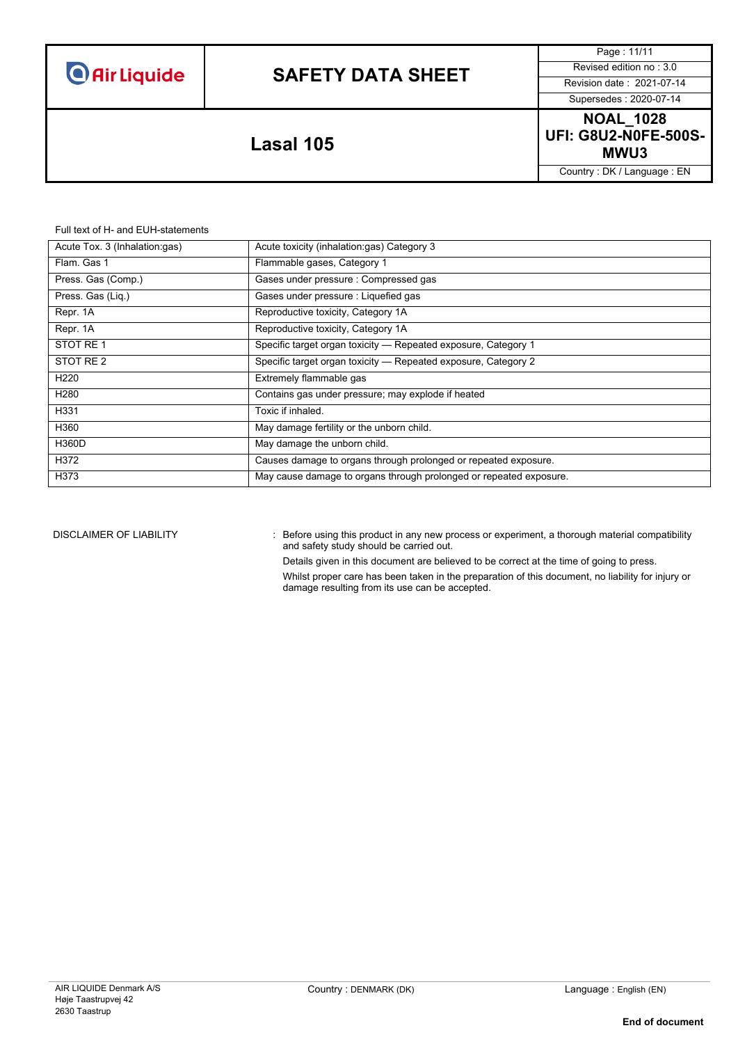Full text of H- and EUH-statements

| | |
|---|---|
| Acute Tox. 3 (Inhalation:gas) | Acute toxicity (inhalation:gas) Category 3 |
| Flam. Gas 1 | Flammable gases, Category 1 |
| Press. Gas (Comp.) | Gases under pressure : Compressed gas |
| Press. Gas (Liq.) | Gases under pressure : Liquefied gas |
| Repr. 1A | Reproductive toxicity, Category 1A |
| Repr. 1A | Reproductive toxicity, Category 1A |
| STOT RE 1 | Specific target organ toxicity — Repeated exposure, Category 1 |
| STOT RE 2 | Specific target organ toxicity — Repeated exposure, Category 2 |
| H220 | Extremely flammable gas |
| H280 | Contains gas under pressure; may explode if heated |
| H331 | Toxic if inhaled. |
| H360 | May damage fertility or the unborn child. |
| H360D | May damage the unborn child. |
| H372 | Causes damage to organs through prolonged or repeated exposure. |
| H373 | May cause damage to organs through prolonged or repeated exposure. |

DISCLAIMER OF LIABILITY : Before using this product in any new process or experiment, a thorough material compatibility and safety study should be carried out.

Details given in this document are believed to be correct at the time of going to press.

Whilst proper care has been taken in the preparation of this document, no liability for injury or damage resulting from its use can be accepted.

**End of document**